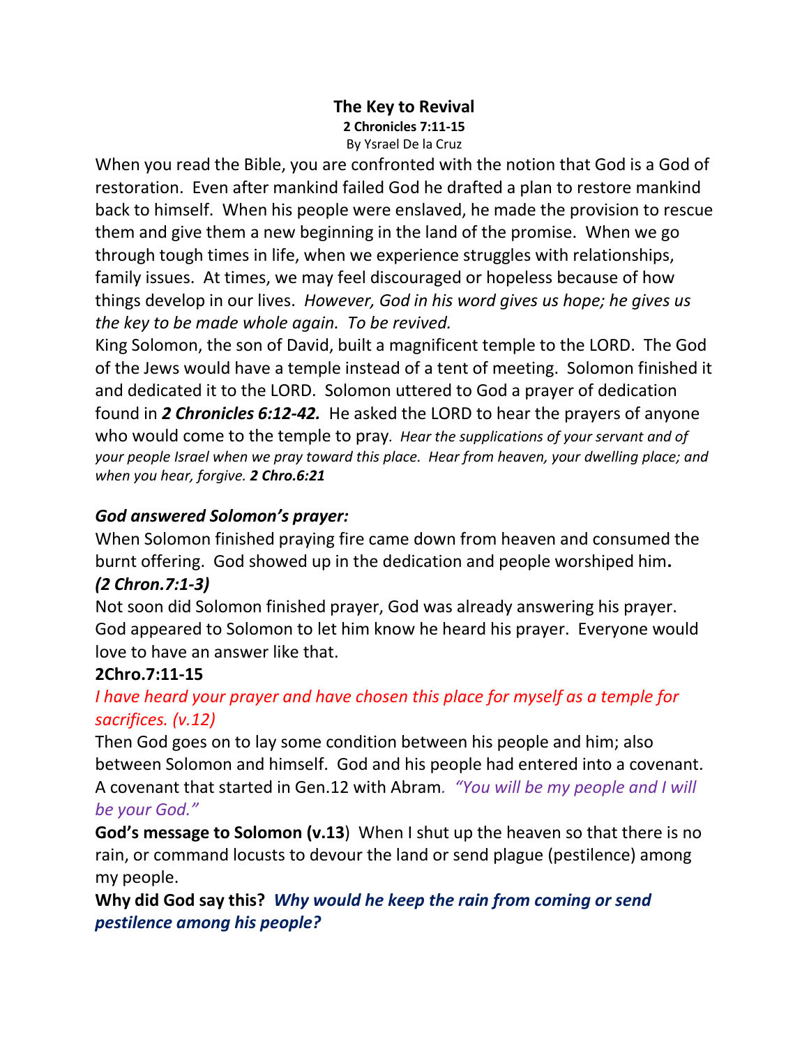# The Key to Revival

**2 Chronicles 7:11-15**

By Ysrael De la Cruz

When you read the Bible, you are confronted with the notion that God is a God of restoration. Even after mankind failed God he drafted a plan to restore mankind back to himself. When his people were enslaved, he made the provision to rescue them and give them a new beginning in the land of the promise. When we go through tough times in life, when we experience struggles with relationships, family issues. At times, we may feel discouraged or hopeless because of how things develop in our lives. *However, God in his word gives us hope; he gives us the key to be made whole again. To be revived.*

King Solomon, the son of David, built a magnificent temple to the LORD. The God of the Jews would have a temple instead of a tent of meeting. Solomon finished it and dedicated it to the LORD. Solomon uttered to God a prayer of dedication found in ***2 Chronicles 6:12-42.*** He asked the LORD to hear the prayers of anyone who would come to the temple to pray*. Hear the supplications of your servant and of your people Israel when we pray toward this place. Hear from heaven, your dwelling place; and when you hear, forgive.* ***2 Chro.6:21***

### *God answered Solomon's prayer:*

When Solomon finished praying fire came down from heaven and consumed the burnt offering. God showed up in the dedication and people worshiped him**.**

***(2 Chron.7:1-3)***

Not soon did Solomon finished prayer, God was already answering his prayer. God appeared to Solomon to let him know he heard his prayer. Everyone would love to have an answer like that.

**2Chro.7:11-15**

*I have heard your prayer and have chosen this place for myself as a temple for sacrifices. (v.12)*

Then God goes on to lay some condition between his people and him; also between Solomon and himself. God and his people had entered into a covenant. A covenant that started in Gen.12 with Abram*. "You will be my people and I will be your God."*

**God's message to Solomon (v.13**) When I shut up the heaven so that there is no rain, or command locusts to devour the land or send plague (pestilence) among my people.

**Why did God say this?** ***Why would he keep the rain from coming or send pestilence among his people?***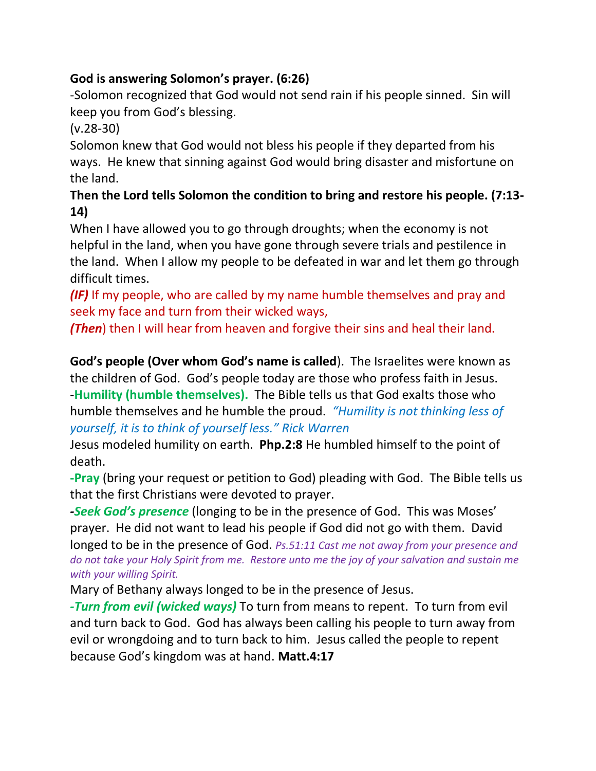**God is answering Solomon's prayer. (6:26)**

-Solomon recognized that God would not send rain if his people sinned. Sin will keep you from God's blessing.

(v.28-30)

Solomon knew that God would not bless his people if they departed from his ways. He knew that sinning against God would bring disaster and misfortune on the land.

**Then the Lord tells Solomon the condition to bring and restore his people. (7:13-14)**

When I have allowed you to go through droughts; when the economy is not helpful in the land, when you have gone through severe trials and pestilence in the land. When I allow my people to be defeated in war and let them go through difficult times.

***(IF)*** If my people, who are called by my name humble themselves and pray and seek my face and turn from their wicked ways,

***(Then***) then I will hear from heaven and forgive their sins and heal their land.

**God's people (Over whom God's name is called**). The Israelites were known as the children of God. God's people today are those who profess faith in Jesus.

-**Humility (humble themselves).** The Bible tells us that God exalts those who humble themselves and he humble the proud. *"Humility is not thinking less of yourself, it is to think of yourself less." Rick Warren*

Jesus modeled humility on earth. **Php.2:8** He humbled himself to the point of death.

**-Pray** (bring your request or petition to God) pleading with God. The Bible tells us that the first Christians were devoted to prayer.

***-Seek God's presence*** (longing to be in the presence of God. This was Moses' prayer. He did not want to lead his people if God did not go with them. David longed to be in the presence of God. *Ps.51:11 Cast me not away from your presence and do not take your Holy Spirit from me. Restore unto me the joy of your salvation and sustain me with your willing Spirit.*

Mary of Bethany always longed to be in the presence of Jesus.

***-Turn from evil (wicked ways)*** To turn from means to repent. To turn from evil and turn back to God. God has always been calling his people to turn away from evil or wrongdoing and to turn back to him. Jesus called the people to repent because God's kingdom was at hand. **Matt.4:17**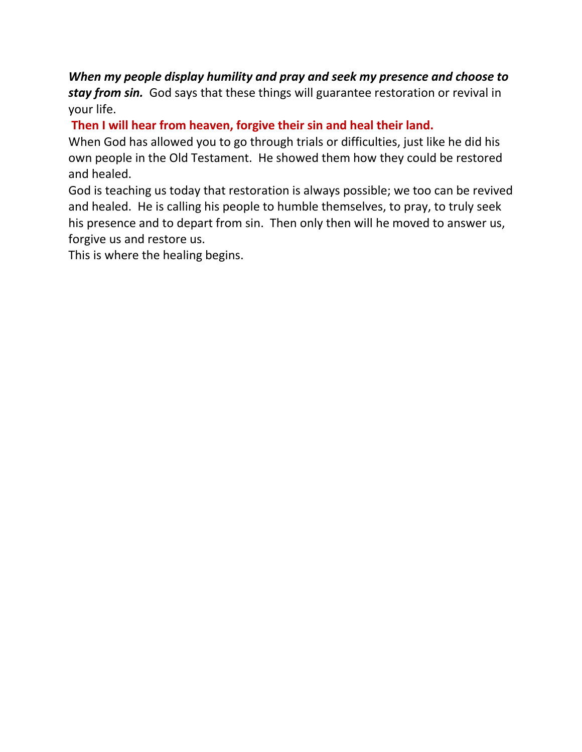***When my people display humility and pray and seek my presence and choose to stay from sin.*** God says that these things will guarantee restoration or revival in your life.

**Then I will hear from heaven, forgive their sin and heal their land.**

When God has allowed you to go through trials or difficulties, just like he did his own people in the Old Testament. He showed them how they could be restored and healed.

God is teaching us today that restoration is always possible; we too can be revived and healed. He is calling his people to humble themselves, to pray, to truly seek his presence and to depart from sin. Then only then will he moved to answer us, forgive us and restore us.

This is where the healing begins.